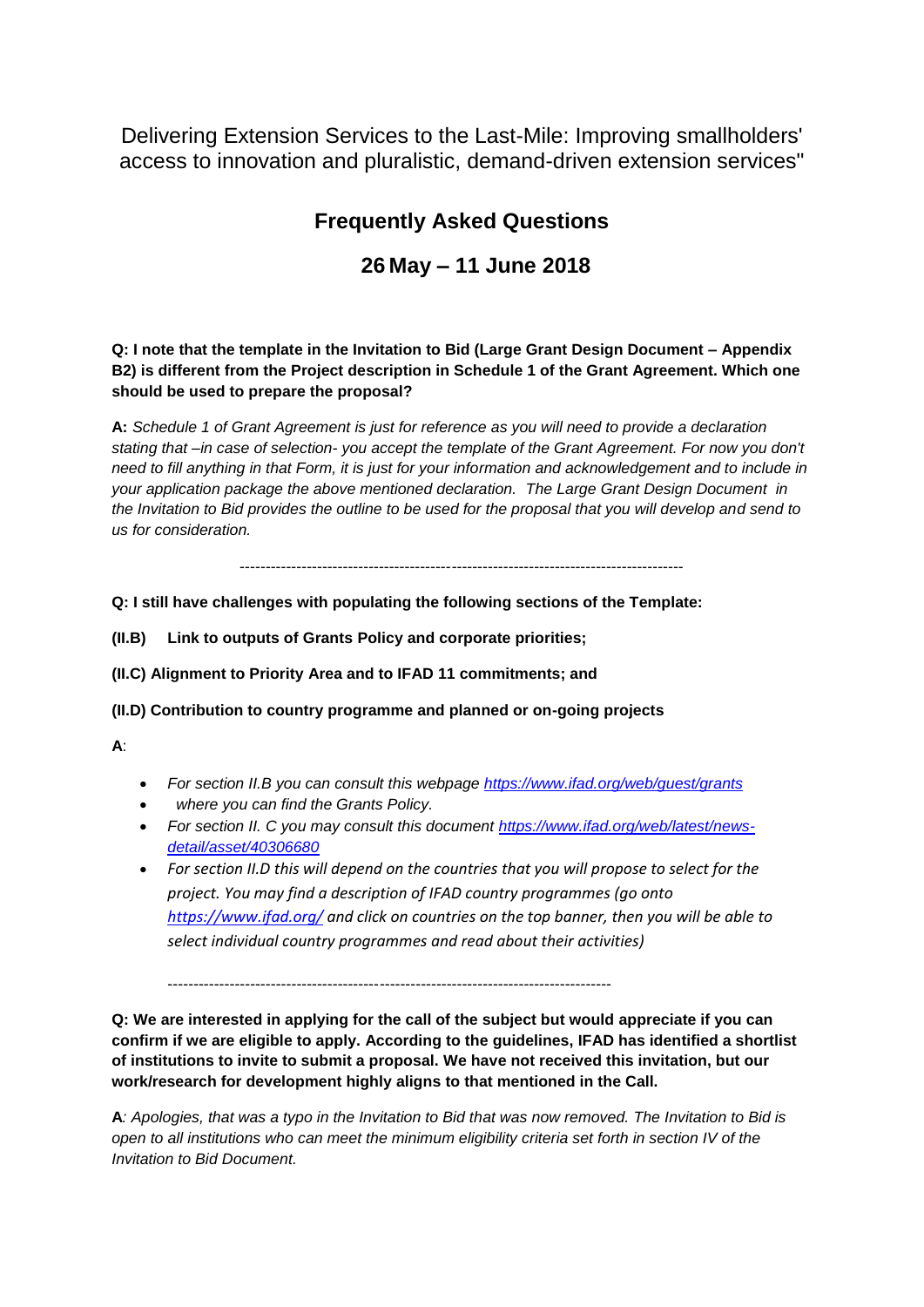Delivering Extension Services to the Last-Mile: Improving smallholders' access to innovation and pluralistic, demand-driven extension services"

# Frequently Asked Questions

## 26 May – 11 June 2018

**Q: I note that the template in the Invitation to Bid (Large Grant Design Document – Appendix B2) is different from the Project description in Schedule 1 of the Grant Agreement. Which one should be used to prepare the proposal?**

**A:** *Schedule 1 of Grant Agreement is just for reference as you will need to provide a declaration stating that –in case of selection- you accept the template of the Grant Agreement. For now you don't need to fill anything in that Form, it is just for your information and acknowledgement and to include in your application package the above mentioned declaration. The Large Grant Design Document in the Invitation to Bid provides the outline to be used for the proposal that you will develop and send to us for consideration.*

-------------------------------------------------------------------------------------

**Q: I still have challenges with populating the following sections of the Template:**

**(II.B) Link to outputs of Grants Policy and corporate priorities;**

**(II.C) Alignment to Priority Area and to IFAD 11 commitments; and**

**(II.D) Contribution to country programme and planned or on-going projects**

**A**:

- *For section II.B you can consult this webpage https://www.ifad.org/web/guest/grants*
- *where you can find the Grants Policy.*
- *For section II. C you may consult this document https://www.ifad.org/web/latest/news-detail/asset/40306680*
- *For section II.D this will depend on the countries that you will propose to select for the project. You may find a description of IFAD country programmes (go onto https://www.ifad.org/ and click on countries on the top banner, then you will be able to select individual country programmes and read about their activities)*

-------------------------------------------------------------------------------------

**Q: We are interested in applying for the call of the subject but would appreciate if you can confirm if we are eligible to apply. According to the guidelines, IFAD has identified a shortlist of institutions to invite to submit a proposal. We have not received this invitation, but our work/research for development highly aligns to that mentioned in the Call.**

**A***: Apologies, that was a typo in the Invitation to Bid that was now removed. The Invitation to Bid is open to all institutions who can meet the minimum eligibility criteria set forth in section IV of the Invitation to Bid Document.*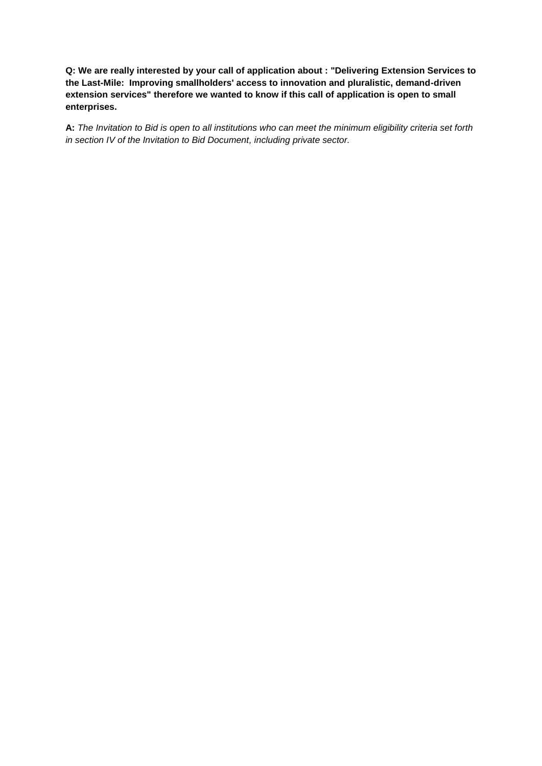**Q: We are really interested by your call of application about : "Delivering Extension Services to the Last-Mile: Improving smallholders' access to innovation and pluralistic, demand-driven extension services" therefore we wanted to know if this call of application is open to small enterprises.**

**A:** *The Invitation to Bid is open to all institutions who can meet the minimum eligibility criteria set forth in section IV of the Invitation to Bid Document, including private sector.*